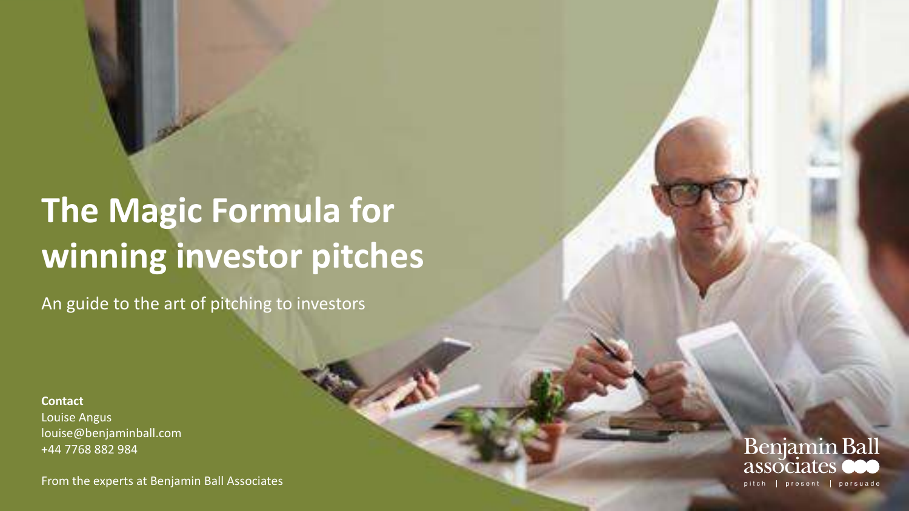# The Magic Formula for winning investor pitches

An guide to the art of pitching to investors

**Contact**
Louise Angus
louise@benjaminball.com
+44 7768 882 984

From the experts at Benjamin Ball Associates

Benjamin Ball associates

pitch | present | persuade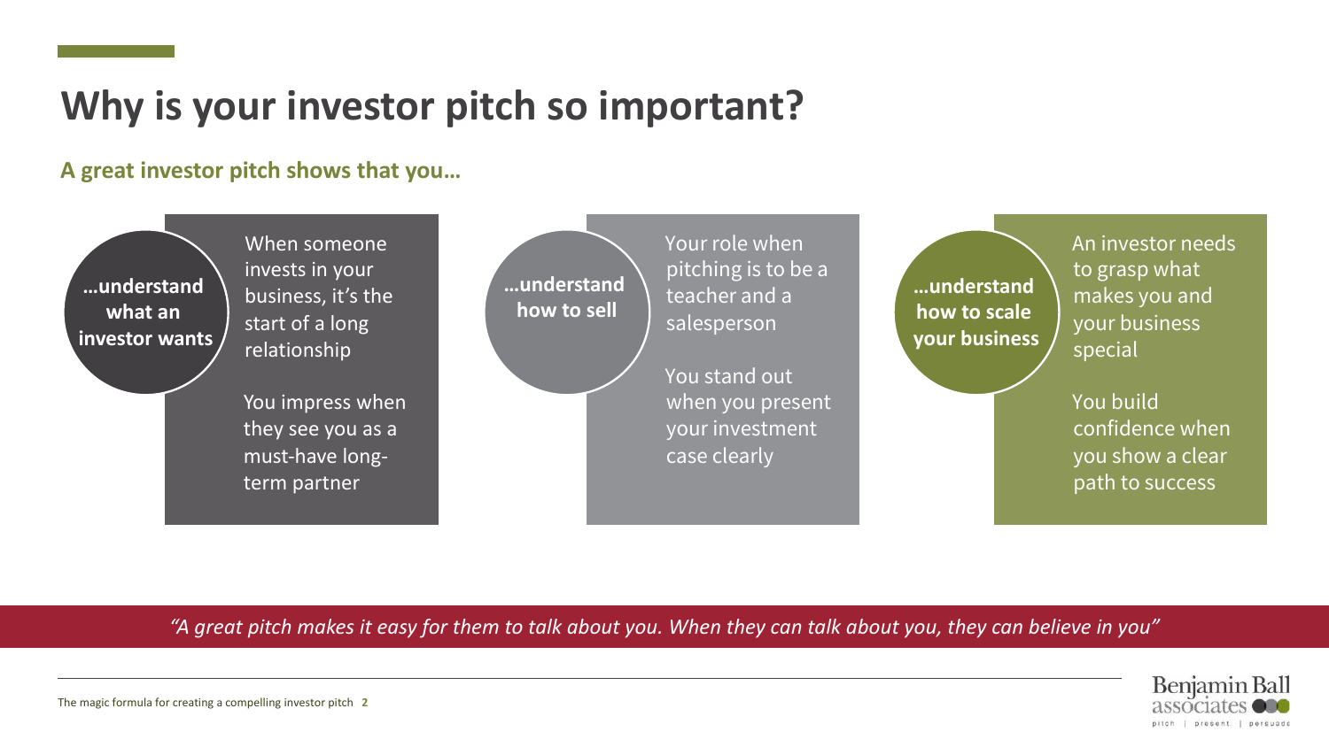# Why is your investor pitch so important?

**A great investor pitch shows that you…**

**…understand what an investor wants**

When someone invests in your business, it's the start of a long relationship

You impress when they see you as a must-have long-term partner

**…understand how to sell**

Your role when pitching is to be a teacher and a salesperson

You stand out when you present your investment case clearly

**…understand how to scale your business**

An investor needs to grasp what makes you and your business special

You build confidence when you show a clear path to success

*"A great pitch makes it easy for them to talk about you. When they can talk about you, they can believe in you"*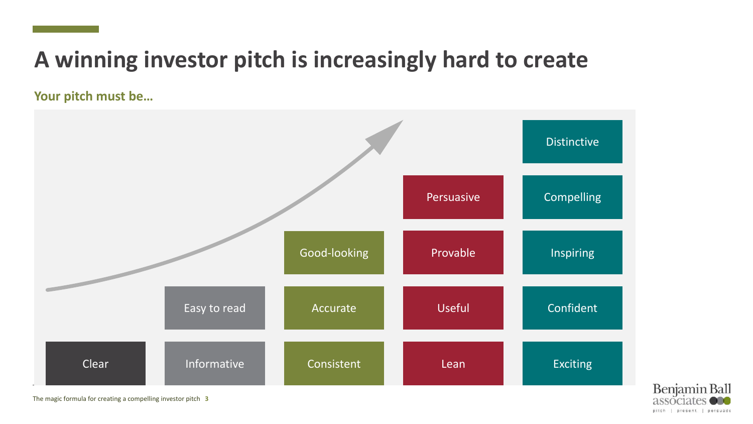# A winning investor pitch is increasingly hard to create

**Your pitch must be…**

| | | | | |
|---|---|---|---|---|
| | | | | Distinctive |
| | | | Persuasive | Compelling |
| | | Good-looking | Provable | Inspiring |
| | Easy to read | Accurate | Useful | Confident |
| Clear | Informative | Consistent | Lean | Exciting |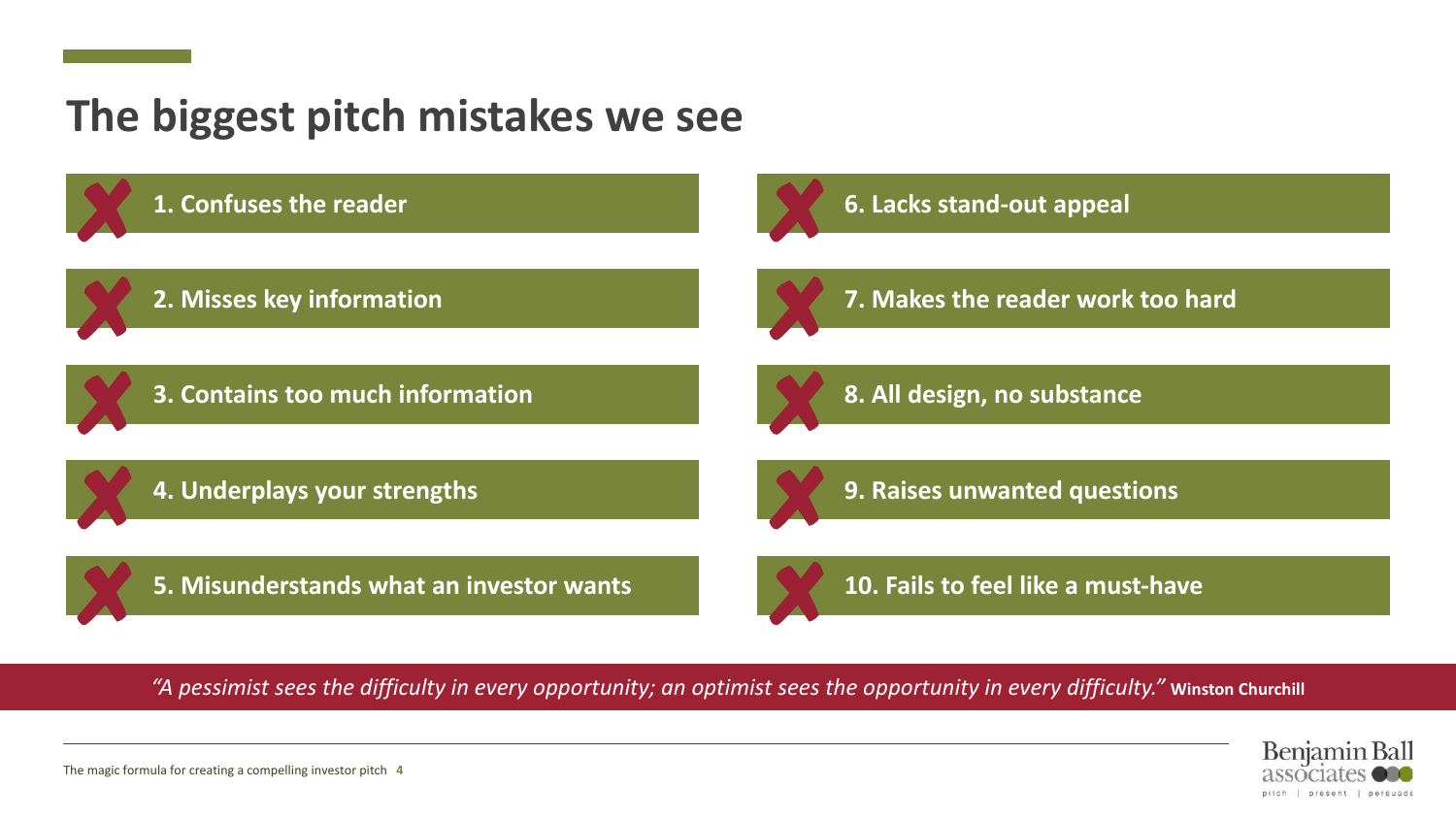# The biggest pitch mistakes we see

1. Confuses the reader
2. Misses key information
3. Contains too much information
4. Underplays your strengths
5. Misunderstands what an investor wants
6. Lacks stand-out appeal
7. Makes the reader work too hard
8. All design, no substance
9. Raises unwanted questions
10. Fails to feel like a must-have

*"A pessimist sees the difficulty in every opportunity; an optimist sees the opportunity in every difficulty."* **Winston Churchill**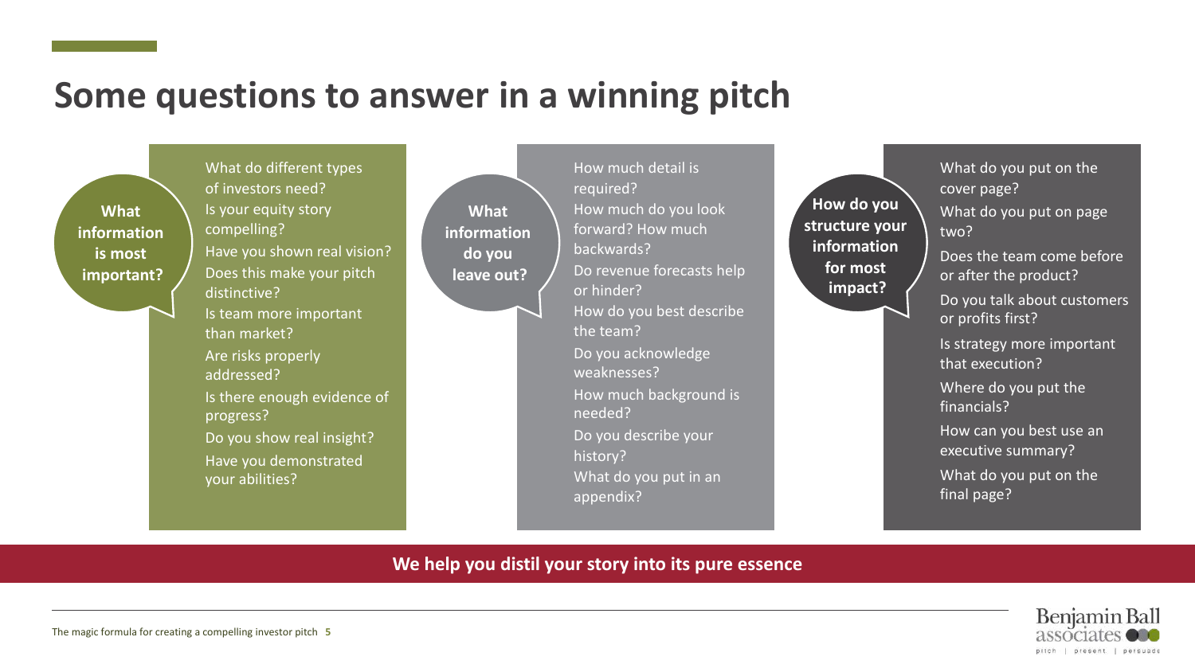# Some questions to answer in a winning pitch

### What information is most important?

- What do different types of investors need?
- Is your equity story compelling?
- Have you shown real vision?
- Does this make your pitch distinctive?
- Is team more important than market?
- Are risks properly addressed?
- Is there enough evidence of progress?
- Do you show real insight?
- Have you demonstrated your abilities?

### What information do you leave out?

- How much detail is required?
- How much do you look forward? How much backwards?
- Do revenue forecasts help or hinder?
- How do you best describe the team?
- Do you acknowledge weaknesses?
- How much background is needed?
- Do you describe your history?
- What do you put in an appendix?

### How do you structure your information for most impact?

- What do you put on the cover page?
- What do you put on page two?
- Does the team come before or after the product?
- Do you talk about customers or profits first?
- Is strategy more important that execution?
- Where do you put the financials?
- How can you best use an executive summary?
- What do you put on the final page?

**We help you distil your story into its pure essence**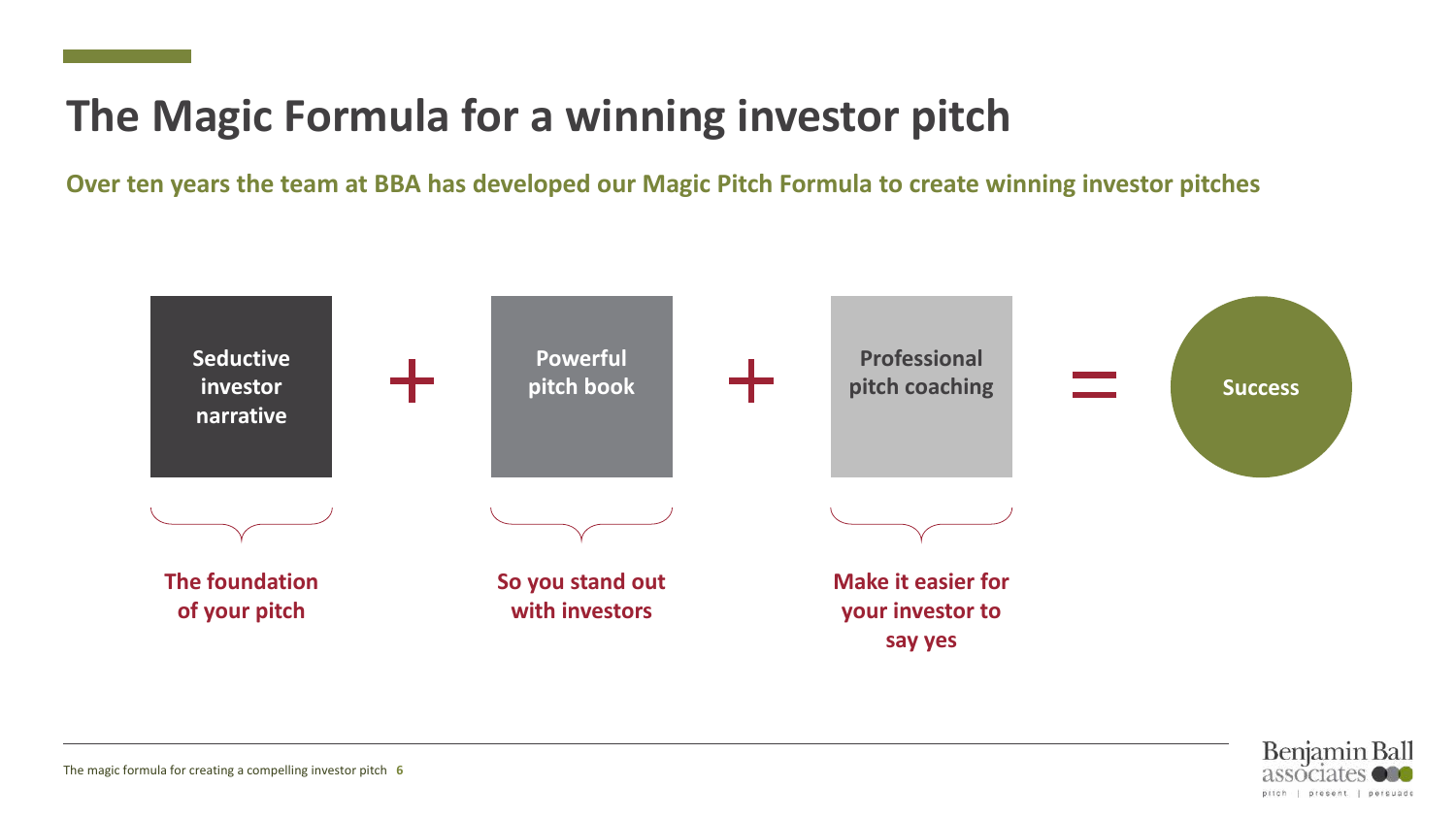# The Magic Formula for a winning investor pitch

**Over ten years the team at BBA has developed our Magic Pitch Formula to create winning investor pitches**

**Seductive investor narrative** + **Powerful pitch book** + **Professional pitch coaching** = **Success**

- **Seductive investor narrative** — The foundation of your pitch
- **Powerful pitch book** — So you stand out with investors
- **Professional pitch coaching** — Make it easier for your investor to say yes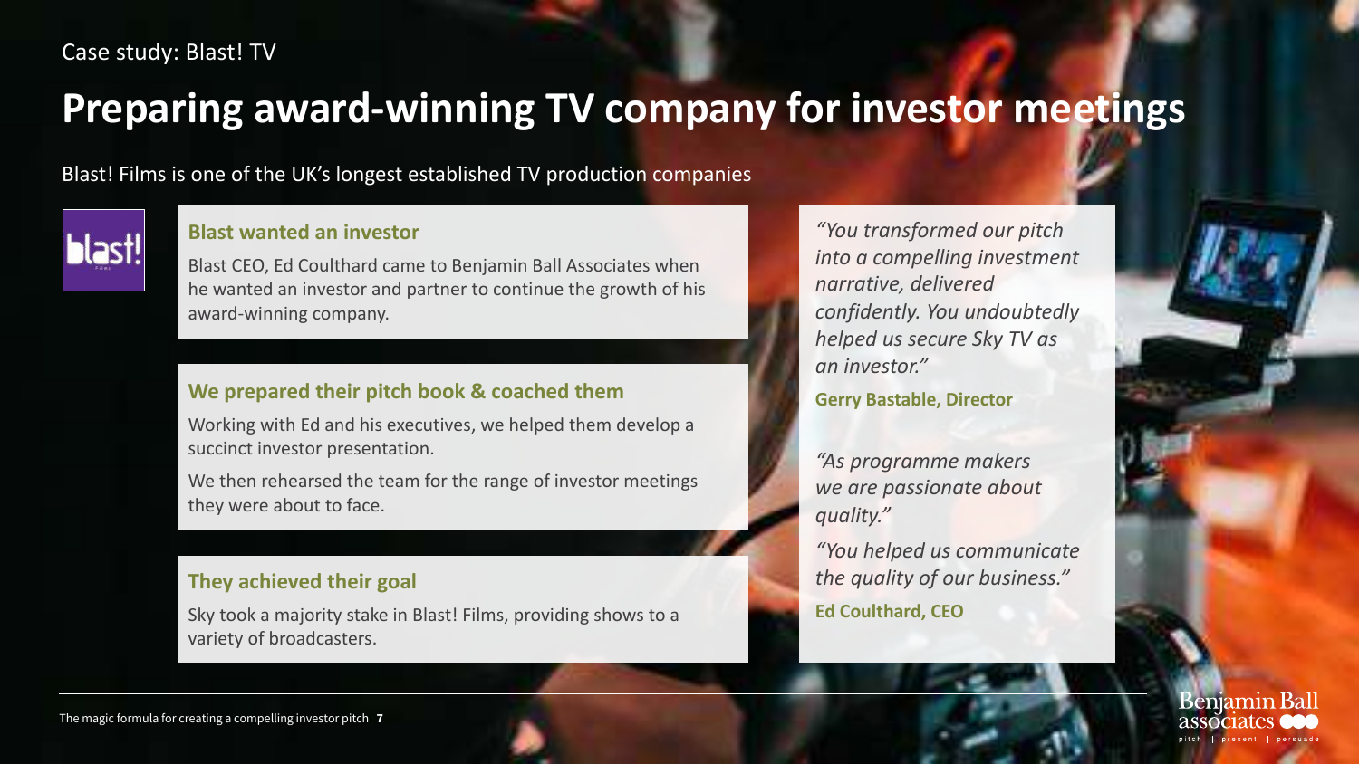Case study: Blast! TV

# Preparing award-winning TV company for investor meetings

Blast! Films is one of the UK's longest established TV production companies

### Blast wanted an investor

Blast CEO, Ed Coulthard came to Benjamin Ball Associates when he wanted an investor and partner to continue the growth of his award-winning company.

### We prepared their pitch book & coached them

Working with Ed and his executives, we helped them develop a succinct investor presentation.

We then rehearsed the team for the range of investor meetings they were about to face.

### They achieved their goal

Sky took a majority stake in Blast! Films, providing shows to a variety of broadcasters.

*"You transformed our pitch into a compelling investment narrative, delivered confidently. You undoubtedly helped us secure Sky TV as an investor."*

**Gerry Bastable, Director**

*"As programme makers we are passionate about quality."*

*"You helped us communicate the quality of our business."*

**Ed Coulthard, CEO**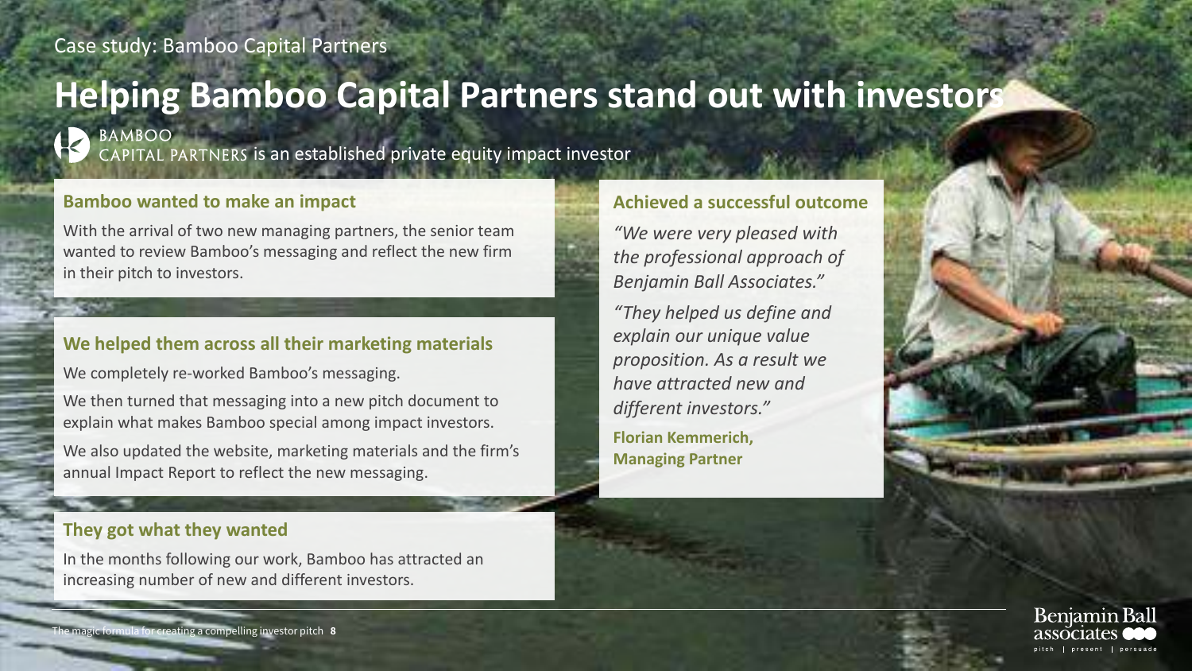Case study: Bamboo Capital Partners

# Helping Bamboo Capital Partners stand out with investors

BAMBOO CAPITAL PARTNERS is an established private equity impact investor

## Bamboo wanted to make an impact

With the arrival of two new managing partners, the senior team wanted to review Bamboo's messaging and reflect the new firm in their pitch to investors.

## We helped them across all their marketing materials

We completely re-worked Bamboo's messaging.

We then turned that messaging into a new pitch document to explain what makes Bamboo special among impact investors.

We also updated the website, marketing materials and the firm's annual Impact Report to reflect the new messaging.

## They got what they wanted

In the months following our work, Bamboo has attracted an increasing number of new and different investors.

## Achieved a successful outcome

*"We were very pleased with the professional approach of Benjamin Ball Associates."*

*"They helped us define and explain our unique value proposition. As a result we have attracted new and different investors."*

**Florian Kemmerich, Managing Partner**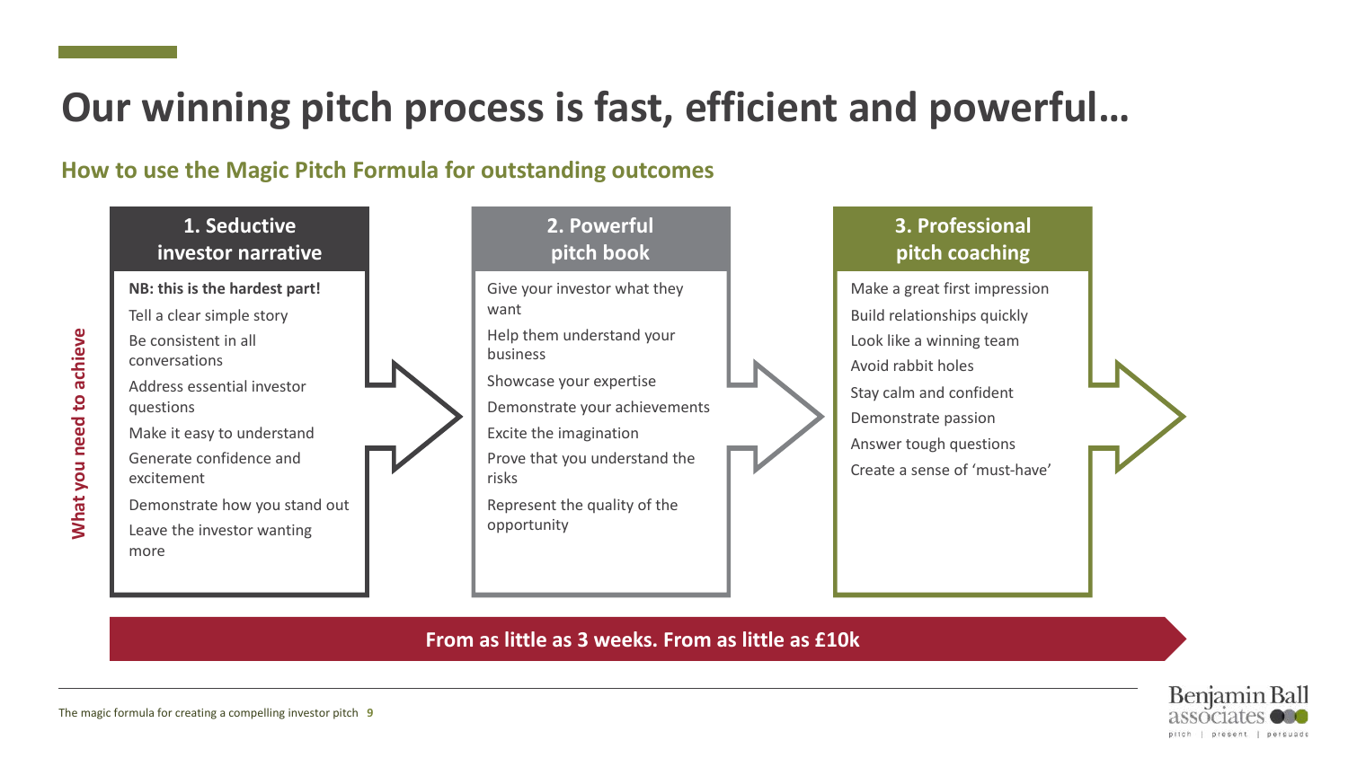# Our winning pitch process is fast, efficient and powerful…

## How to use the Magic Pitch Formula for outstanding outcomes

**What you need to achieve**

### 1. Seductive investor narrative

- **NB: this is the hardest part!**
- Tell a clear simple story
- Be consistent in all conversations
- Address essential investor questions
- Make it easy to understand
- Generate confidence and excitement
- Demonstrate how you stand out
- Leave the investor wanting more

### 2. Powerful pitch book

- Give your investor what they want
- Help them understand your business
- Showcase your expertise
- Demonstrate your achievements
- Excite the imagination
- Prove that you understand the risks
- Represent the quality of the opportunity

### 3. Professional pitch coaching

- Make a great first impression
- Build relationships quickly
- Look like a winning team
- Avoid rabbit holes
- Stay calm and confident
- Demonstrate passion
- Answer tough questions
- Create a sense of 'must-have'

**From as little as 3 weeks. From as little as £10k**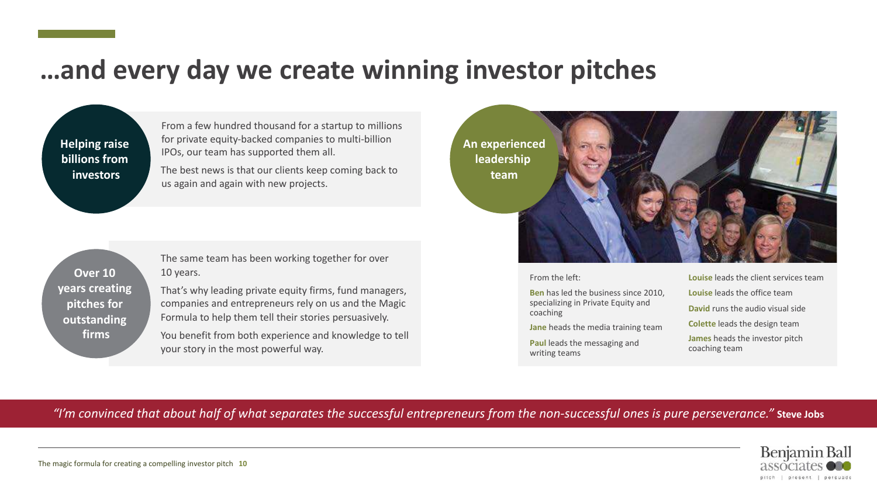# …and every day we create winning investor pitches

**Helping raise billions from investors**

From a few hundred thousand for a startup to millions for private equity-backed companies to multi-billion IPOs, our team has supported them all.

The best news is that our clients keep coming back to us again and again with new projects.

**Over 10 years creating pitches for outstanding firms**

The same team has been working together for over 10 years.

That's why leading private equity firms, fund managers, companies and entrepreneurs rely on us and the Magic Formula to help them tell their stories persuasively.

You benefit from both experience and knowledge to tell your story in the most powerful way.

**An experienced leadership team**

From the left:

**Ben** has led the business since 2010, specializing in Private Equity and coaching

**Jane** heads the media training team

**Paul** leads the messaging and writing teams

**Louise** leads the client services team

**Louise** leads the office team

**David** runs the audio visual side

**Colette** leads the design team

**James** heads the investor pitch coaching team

*"I'm convinced that about half of what separates the successful entrepreneurs from the non-successful ones is pure perseverance."* **Steve Jobs**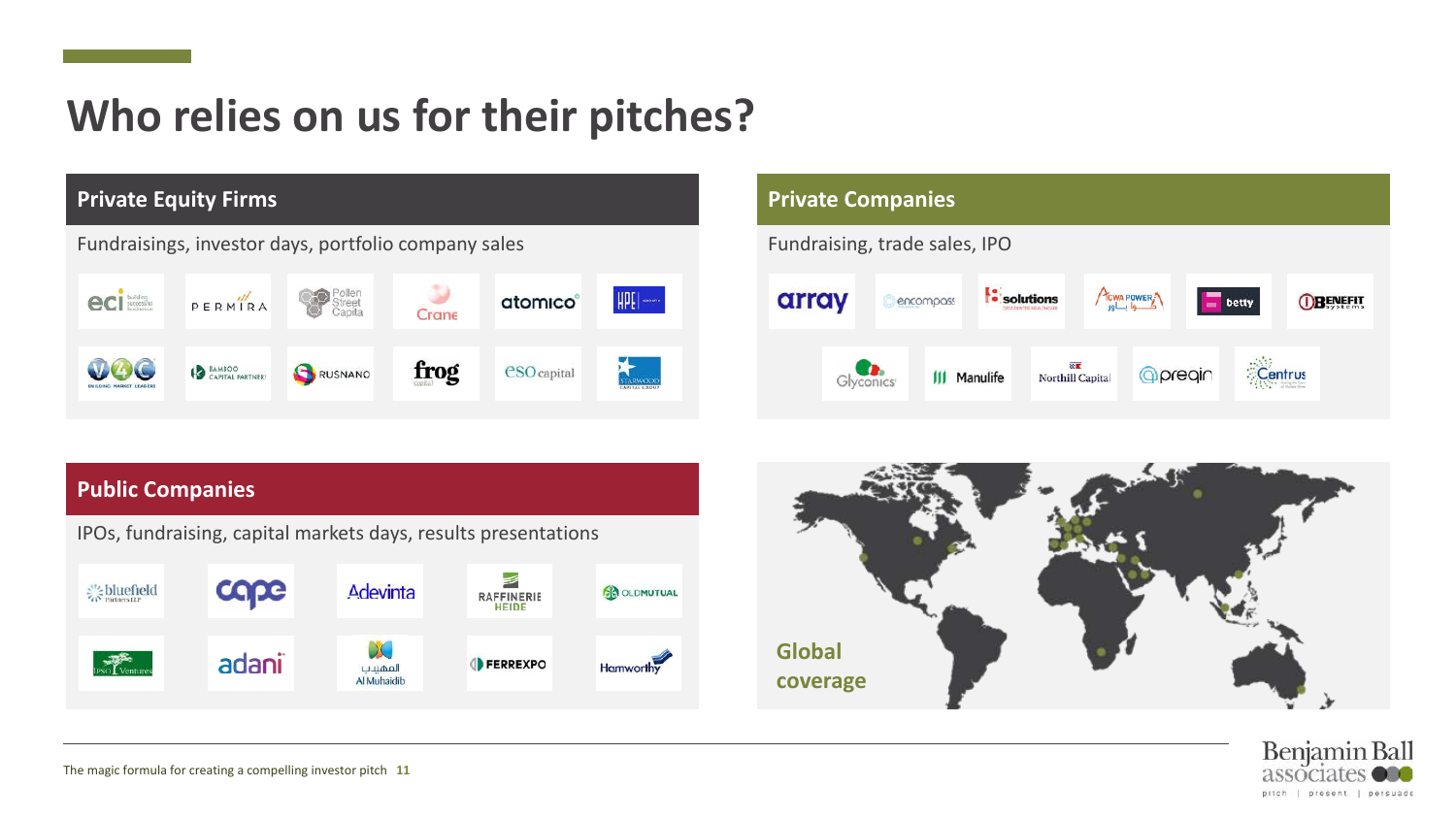# Who relies on us for their pitches?

## Private Equity Firms

Fundraisings, investor days, portfolio company sales

## Private Companies

Fundraising, trade sales, IPO

## Public Companies

IPOs, fundraising, capital markets days, results presentations

**Global coverage**

The magic formula for creating a compelling investor pitch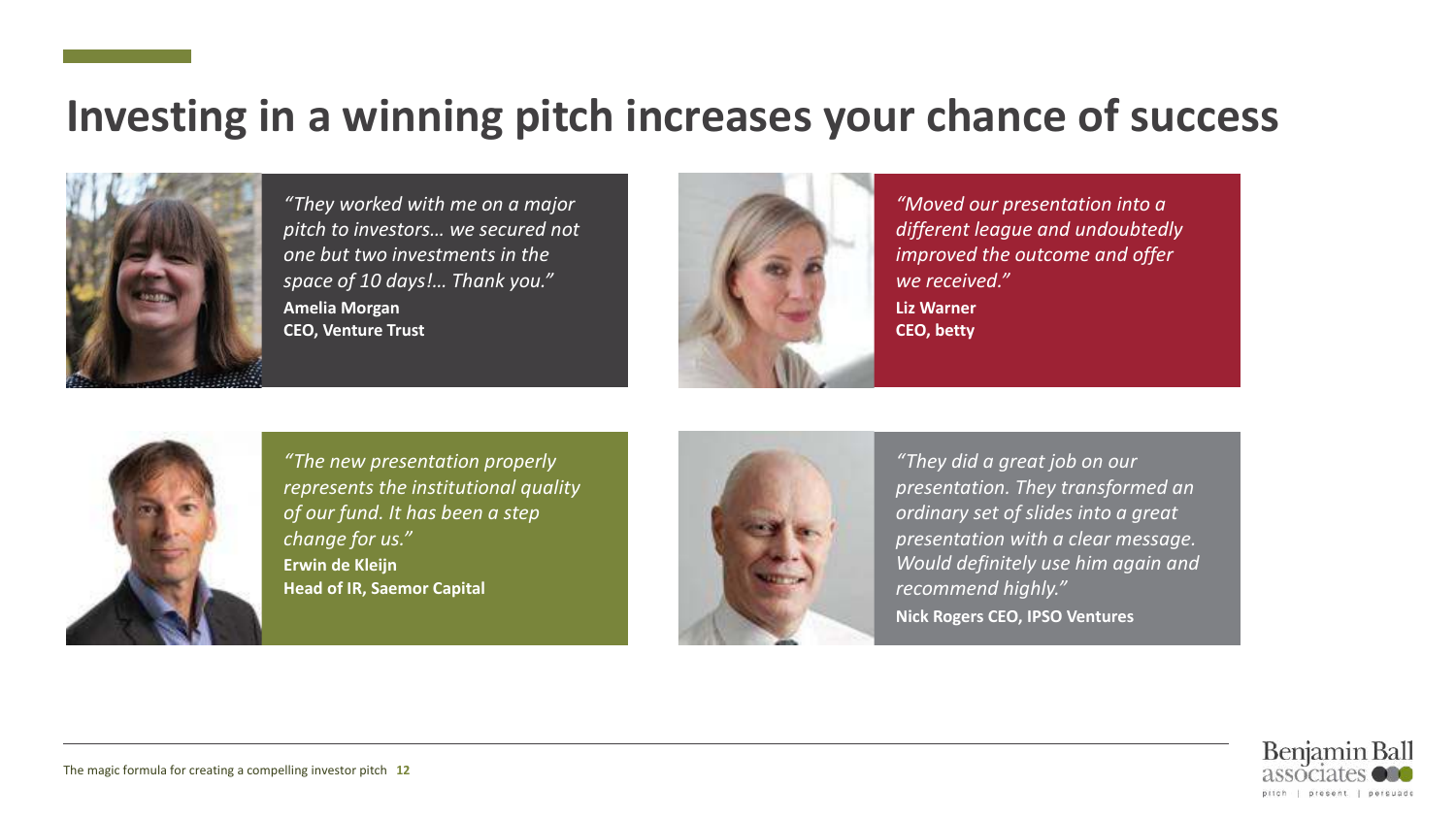# Investing in a winning pitch increases your chance of success

*"They worked with me on a major pitch to investors… we secured not one but two investments in the space of 10 days!… Thank you."*
**Amelia Morgan**
**CEO, Venture Trust**

*"Moved our presentation into a different league and undoubtedly improved the outcome and offer we received."*
**Liz Warner**
**CEO, betty**

*"The new presentation properly represents the institutional quality of our fund. It has been a step change for us."*
**Erwin de Kleijn**
**Head of IR, Saemor Capital**

*"They did a great job on our presentation. They transformed an ordinary set of slides into a great presentation with a clear message. Would definitely use him again and recommend highly."*
**Nick Rogers CEO, IPSO Ventures**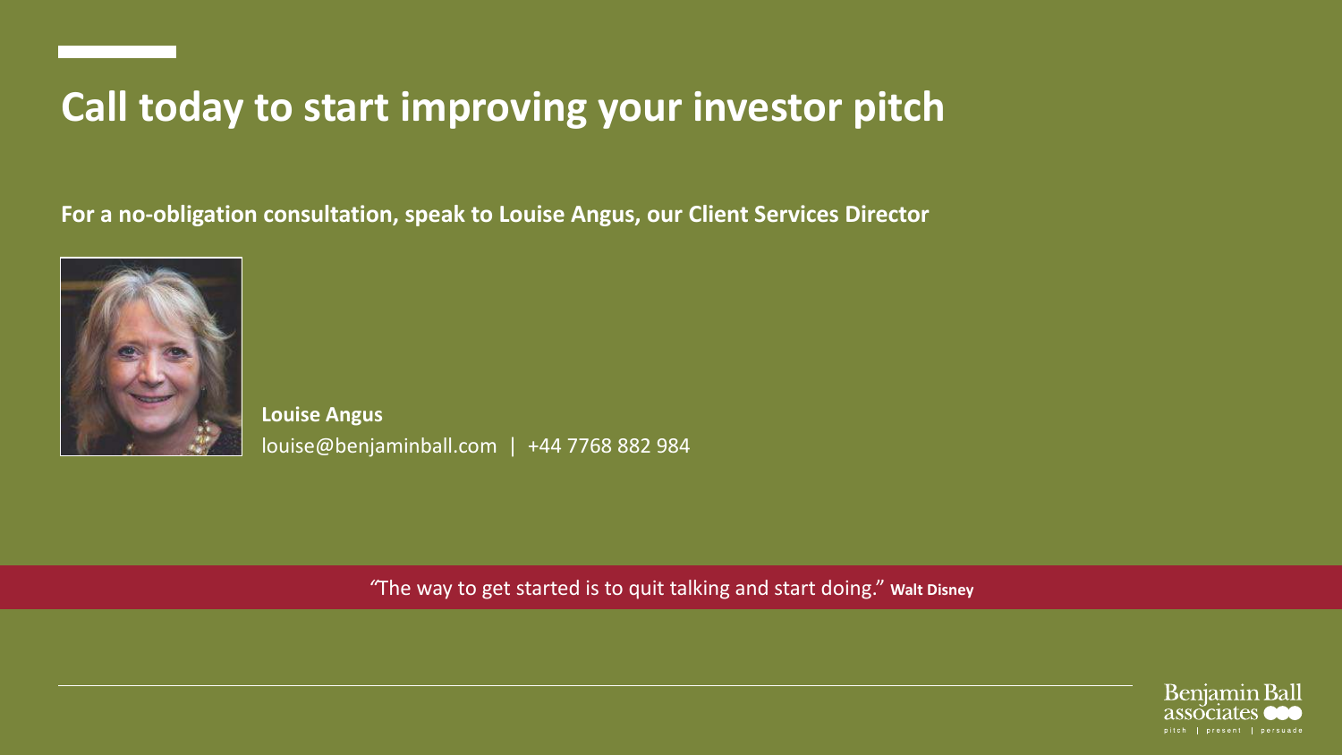# Call today to start improving your investor pitch

**For a no-obligation consultation, speak to Louise Angus, our Client Services Director**

**Louise Angus**
louise@benjaminball.com | +44 7768 882 984

"The way to get started is to quit talking and start doing." **Walt Disney**

Benjamin Ball associates
pitch | present | persuade